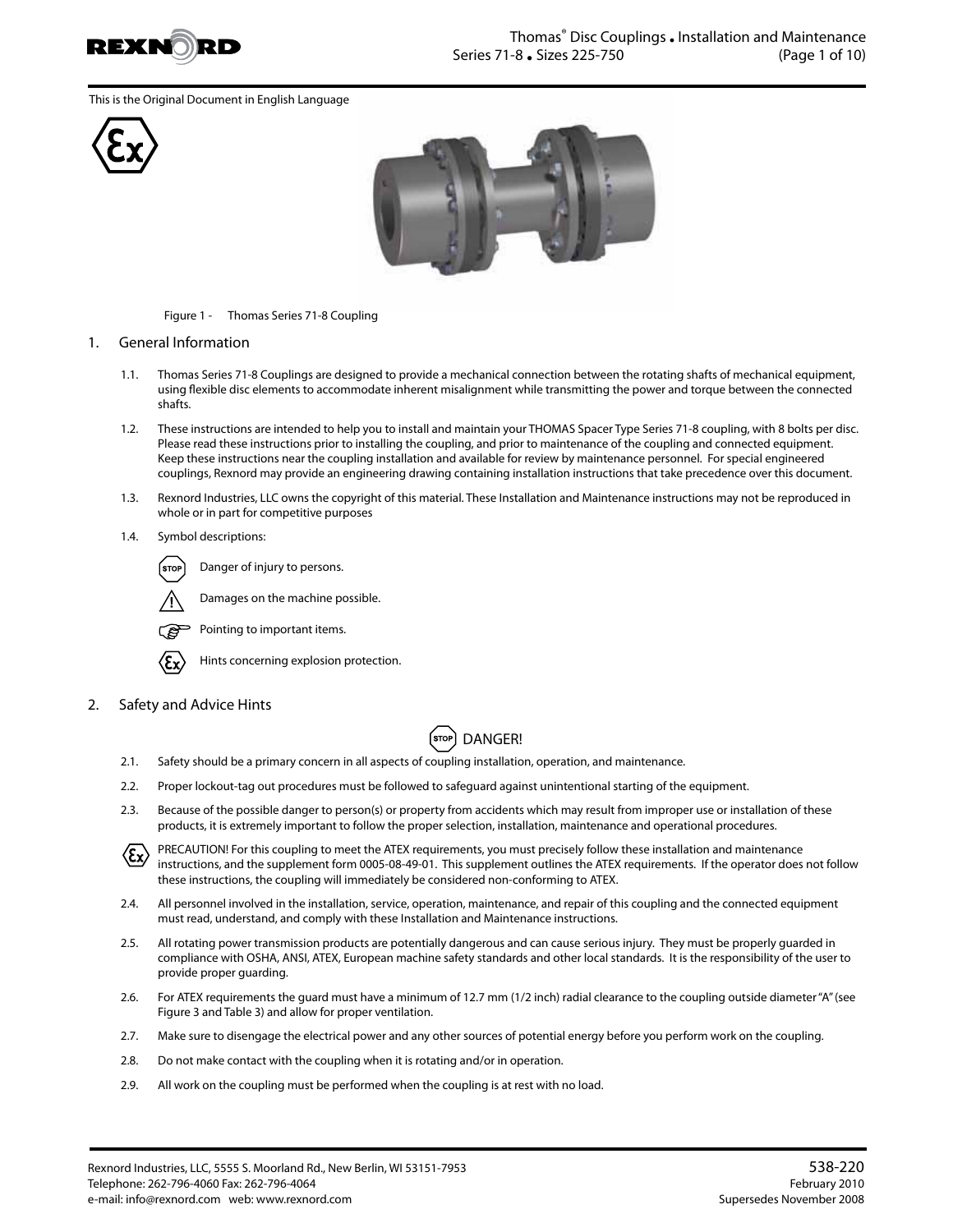This is the Original Document in English Language

Figure 1 - Thomas Series 71-8 Coupling

## 1. General Information

1.1. Thomas Series 71-8 Couplings are designed to provide a mechanical connection between the rotating shafts of mechanical equipment, using flexible disc elements to accommodate inherent misalignment while transmitting the power and torque between the connected shafts.

1.2. These instructions are intended to help you to install and maintain your THOMAS Spacer Type Series 71-8 coupling, with 8 bolts per disc. Please read these instructions prior to installing the coupling, and prior to maintenance of the coupling and connected equipment. Keep these instructions near the coupling installation and available for review by maintenance personnel. For special engineered couplings, Rexnord may provide an engineering drawing containing installation instructions that take precedence over this document.

1.3. Rexnord Industries, LLC owns the copyright of this material. These Installation and Maintenance instructions may not be reproduced in whole or in part for competitive purposes

1.4. Symbol descriptions:

- STOP — Danger of injury to persons.
- ⚠ — Damages on the machine possible.
- ☞ — Pointing to important items.
- Ex — Hints concerning explosion protection.

## 2. Safety and Advice Hints

**STOP DANGER!**

2.1. Safety should be a primary concern in all aspects of coupling installation, operation, and maintenance.

2.2. Proper lockout-tag out procedures must be followed to safeguard against unintentional starting of the equipment.

2.3. Because of the possible danger to person(s) or property from accidents which may result from improper use or installation of these products, it is extremely important to follow the proper selection, installation, maintenance and operational procedures.

Ex PRECAUTION! For this coupling to meet the ATEX requirements, you must precisely follow these installation and maintenance instructions, and the supplement form 0005-08-49-01. This supplement outlines the ATEX requirements. If the operator does not follow these instructions, the coupling will immediately be considered non-conforming to ATEX.

2.4. All personnel involved in the installation, service, operation, maintenance, and repair of this coupling and the connected equipment must read, understand, and comply with these Installation and Maintenance instructions.

2.5. All rotating power transmission products are potentially dangerous and can cause serious injury. They must be properly guarded in compliance with OSHA, ANSI, ATEX, European machine safety standards and other local standards. It is the responsibility of the user to provide proper guarding.

2.6. For ATEX requirements the guard must have a minimum of 12.7 mm (1/2 inch) radial clearance to the coupling outside diameter "A" (see Figure 3 and Table 3) and allow for proper ventilation.

2.7. Make sure to disengage the electrical power and any other sources of potential energy before you perform work on the coupling.

2.8. Do not make contact with the coupling when it is rotating and/or in operation.

2.9. All work on the coupling must be performed when the coupling is at rest with no load.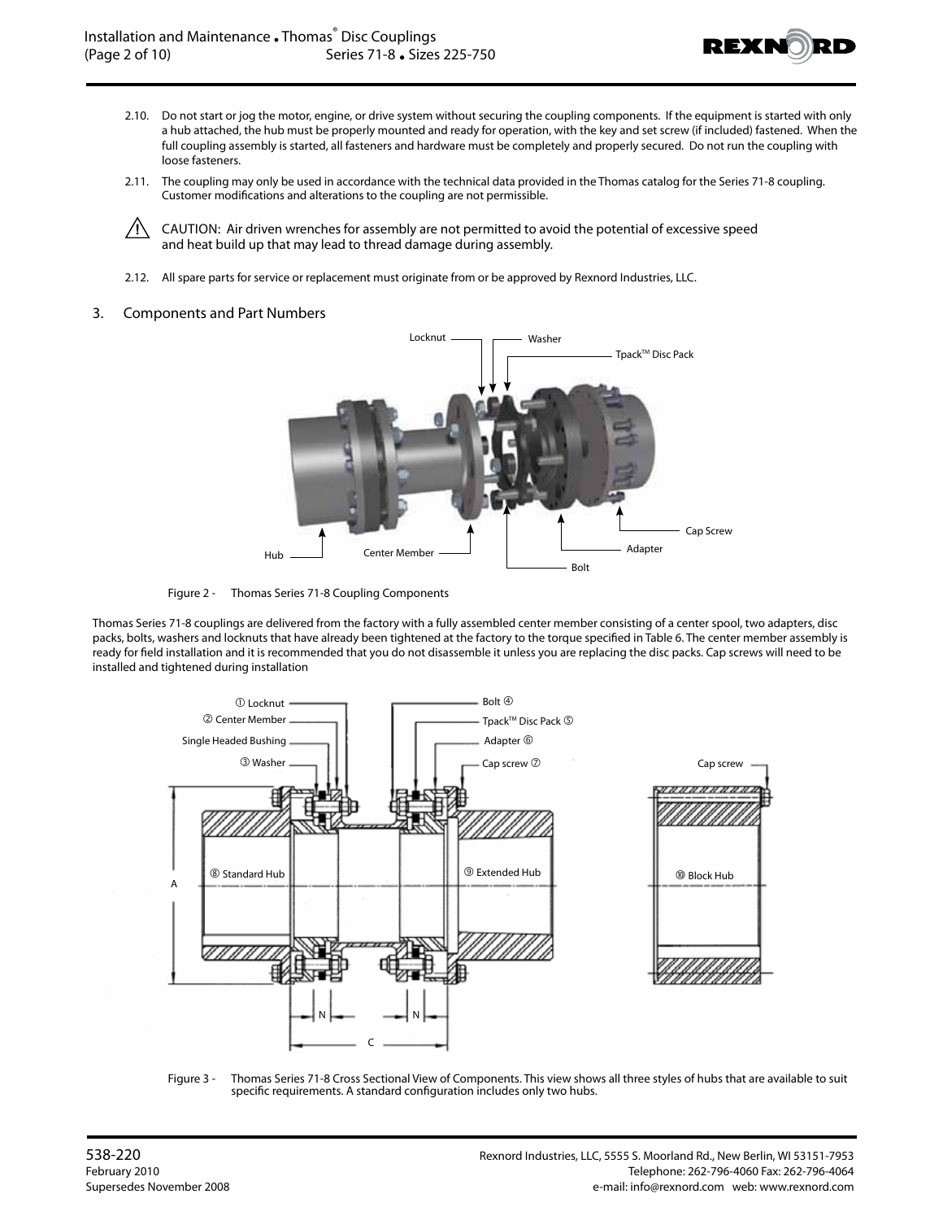2.10. Do not start or jog the motor, engine, or drive system without securing the coupling components. If the equipment is started with only a hub attached, the hub must be properly mounted and ready for operation, with the key and set screw (if included) fastened. When the full coupling assembly is started, all fasteners and hardware must be completely and properly secured. Do not run the coupling with loose fasteners.

2.11. The coupling may only be used in accordance with the technical data provided in the Thomas catalog for the Series 71-8 coupling. Customer modifications and alterations to the coupling are not permissible.

⚠ CAUTION: Air driven wrenches for assembly are not permitted to avoid the potential of excessive speed and heat build up that may lead to thread damage during assembly.

2.12. All spare parts for service or replacement must originate from or be approved by Rexnord Industries, LLC.

## 3. Components and Part Numbers

Figure 2 - Thomas Series 71-8 Coupling Components

Thomas Series 71-8 couplings are delivered from the factory with a fully assembled center member consisting of a center spool, two adapters, disc packs, bolts, washers and locknuts that have already been tightened at the factory to the torque specified in Table 6. The center member assembly is ready for field installation and it is recommended that you do not disassemble it unless you are replacing the disc packs. Cap screws will need to be installed and tightened during installation

Figure 3 - Thomas Series 71-8 Cross Sectional View of Components. This view shows all three styles of hubs that are available to suit specific requirements. A standard configuration includes only two hubs.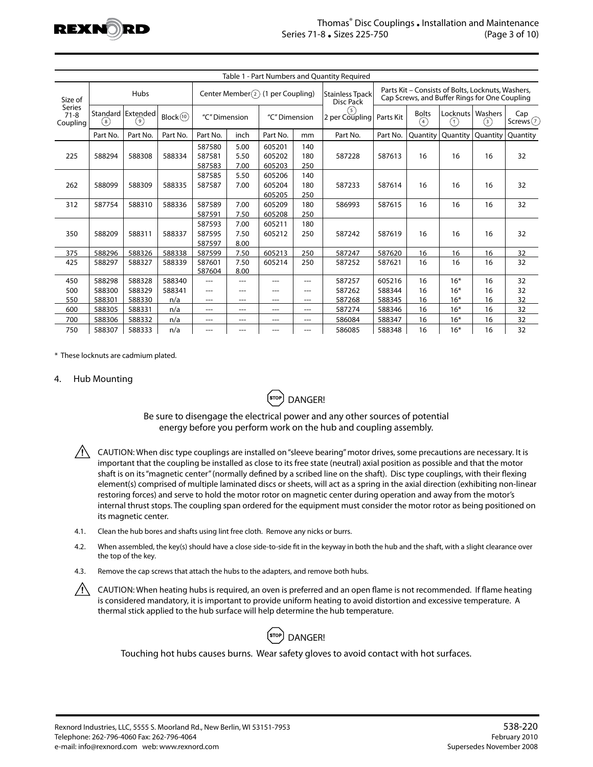Table 1 - Part Numbers and Quantity Required

| Size of Series 71-8 Coupling | Hubs | | | Center Member (2) (1 per Coupling) | | | | Stainless Tpack Disc Pack | Parts Kit – Consists of Bolts, Locknuts, Washers, Cap Screws, and Buffer Rings for One Coupling | | | | |
|---|---|---|---|---|---|---|---|---|---|---|---|---|---|
| | Standard (8) | Extended (9) | Block (10) | "C" Dimension | | "C" Dimension | | (5) 2 per Coupling | Parts Kit | Bolts (4) | Locknuts (1) | Washers (3) | Cap Screws (7) |
| | Part No. | Part No. | Part No. | Part No. | inch | Part No. | mm | Part No. | Part No. | Quantity | Quantity | Quantity | Quantity |
| 225 | 588294 | 588308 | 588334 | 587580<br>587581<br>587583 | 5.00<br>5.50<br>7.00 | 605201<br>605202<br>605203 | 140<br>180<br>250 | 587228 | 587613 | 16 | 16 | 16 | 32 |
| 262 | 588099 | 588309 | 588335 | 587585<br>587587 | 5.50<br>7.00 | 605206<br>605204<br>605205 | 140<br>180<br>250 | 587233 | 587614 | 16 | 16 | 16 | 32 |
| 312 | 587754 | 588310 | 588336 | 587589<br>587591 | 7.00<br>7.50 | 605209<br>605208 | 180<br>250 | 586993 | 587615 | 16 | 16 | 16 | 32 |
| 350 | 588209 | 588311 | 588337 | 587593<br>587595<br>587597 | 7.00<br>7.50<br>8.00 | 605211<br>605212 | 180<br>250 | 587242 | 587619 | 16 | 16 | 16 | 32 |
| 375 | 588296 | 588326 | 588338 | 587599 | 7.50 | 605213 | 250 | 587247 | 587620 | 16 | 16 | 16 | 32 |
| 425 | 588297 | 588327 | 588339 | 587601<br>587604 | 7.50<br>8.00 | 605214 | 250 | 587252 | 587621 | 16 | 16 | 16 | 32 |
| 450 | 588298 | 588328 | 588340 | --- | --- | --- | --- | 587257 | 605216 | 16 | 16* | 16 | 32 |
| 500 | 588300 | 588329 | 588341 | --- | --- | --- | --- | 587262 | 588344 | 16 | 16* | 16 | 32 |
| 550 | 588301 | 588330 | n/a | --- | --- | --- | --- | 587268 | 588345 | 16 | 16* | 16 | 32 |
| 600 | 588305 | 588331 | n/a | --- | --- | --- | --- | 587274 | 588346 | 16 | 16* | 16 | 32 |
| 700 | 588306 | 588332 | n/a | --- | --- | --- | --- | 586084 | 588347 | 16 | 16* | 16 | 32 |
| 750 | 588307 | 588333 | n/a | --- | --- | --- | --- | 586085 | 588348 | 16 | 16* | 16 | 32 |

* These locknuts are cadmium plated.

## 4. Hub Mounting

**DANGER!**

Be sure to disengage the electrical power and any other sources of potential energy before you perform work on the hub and coupling assembly.

CAUTION: When disc type couplings are installed on "sleeve bearing" motor drives, some precautions are necessary. It is important that the coupling be installed as close to its free state (neutral) axial position as possible and that the motor shaft is on its "magnetic center" (normally defined by a scribed line on the shaft). Disc type couplings, with their flexing element(s) comprised of multiple laminated discs or sheets, will act as a spring in the axial direction (exhibiting non-linear restoring forces) and serve to hold the motor rotor on magnetic center during operation and away from the motor's internal thrust stops. The coupling span ordered for the equipment must consider the motor rotor as being positioned on its magnetic center.

4.1. Clean the hub bores and shafts using lint free cloth. Remove any nicks or burrs.

4.2. When assembled, the key(s) should have a close side-to-side fit in the keyway in both the hub and the shaft, with a slight clearance over the top of the key.

4.3. Remove the cap screws that attach the hubs to the adapters, and remove both hubs.

CAUTION: When heating hubs is required, an oven is preferred and an open flame is not recommended. If flame heating is considered mandatory, it is important to provide uniform heating to avoid distortion and excessive temperature. A thermal stick applied to the hub surface will help determine the hub temperature.

**DANGER!**

Touching hot hubs causes burns. Wear safety gloves to avoid contact with hot surfaces.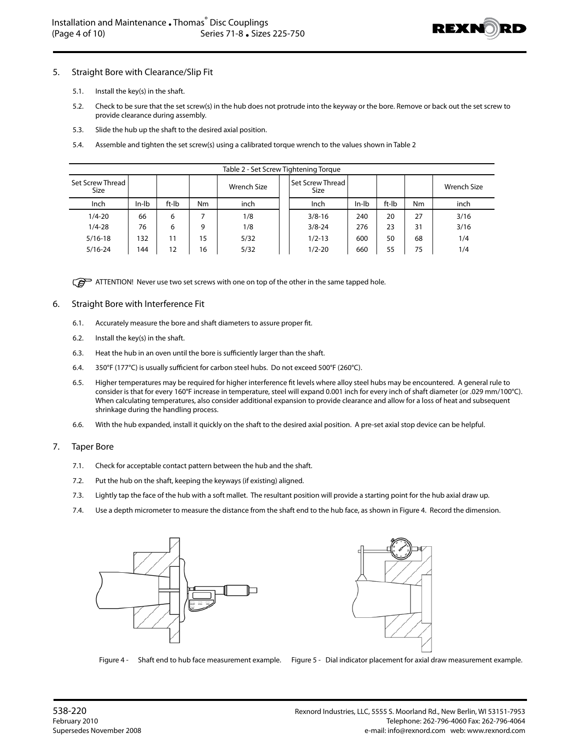5. Straight Bore with Clearance/Slip Fit

5.1. Install the key(s) in the shaft.

5.2. Check to be sure that the set screw(s) in the hub does not protrude into the keyway or the bore. Remove or back out the set screw to provide clearance during assembly.

5.3. Slide the hub up the shaft to the desired axial position.

5.4. Assemble and tighten the set screw(s) using a calibrated torque wrench to the values shown in Table 2

Table 2 - Set Screw Tightening Torque

| Set Screw Thread Size | | | | Wrench Size | Set Screw Thread Size | | | | Wrench Size |
|---|---|---|---|---|---|---|---|---|---|
| Inch | In-lb | ft-lb | Nm | inch | Inch | In-lb | ft-lb | Nm | inch |
| 1/4-20 | 66 | 6 | 7 | 1/8 | 3/8-16 | 240 | 20 | 27 | 3/16 |
| 1/4-28 | 76 | 6 | 9 | 1/8 | 3/8-24 | 276 | 23 | 31 | 3/16 |
| 5/16-18 | 132 | 11 | 15 | 5/32 | 1/2-13 | 600 | 50 | 68 | 1/4 |
| 5/16-24 | 144 | 12 | 16 | 5/32 | 1/2-20 | 660 | 55 | 75 | 1/4 |

☞ ATTENTION! Never use two set screws with one on top of the other in the same tapped hole.

6. Straight Bore with Interference Fit

6.1. Accurately measure the bore and shaft diameters to assure proper fit.

6.2. Install the key(s) in the shaft.

6.3. Heat the hub in an oven until the bore is sufficiently larger than the shaft.

6.4. 350°F (177°C) is usually sufficient for carbon steel hubs. Do not exceed 500°F (260°C).

6.5. Higher temperatures may be required for higher interference fit levels where alloy steel hubs may be encountered. A general rule to consider is that for every 160°F increase in temperature, steel will expand 0.001 inch for every inch of shaft diameter (or .029 mm/100°C). When calculating temperatures, also consider additional expansion to provide clearance and allow for a loss of heat and subsequent shrinkage during the handling process.

6.6. With the hub expanded, install it quickly on the shaft to the desired axial position. A pre-set axial stop device can be helpful.

7. Taper Bore

7.1. Check for acceptable contact pattern between the hub and the shaft.

7.2. Put the hub on the shaft, keeping the keyways (if existing) aligned.

7.3. Lightly tap the face of the hub with a soft mallet. The resultant position will provide a starting point for the hub axial draw up.

7.4. Use a depth micrometer to measure the distance from the shaft end to the hub face, as shown in Figure 4. Record the dimension.

Figure 4 - Shaft end to hub face measurement example.

Figure 5 - Dial indicator placement for axial draw measurement example.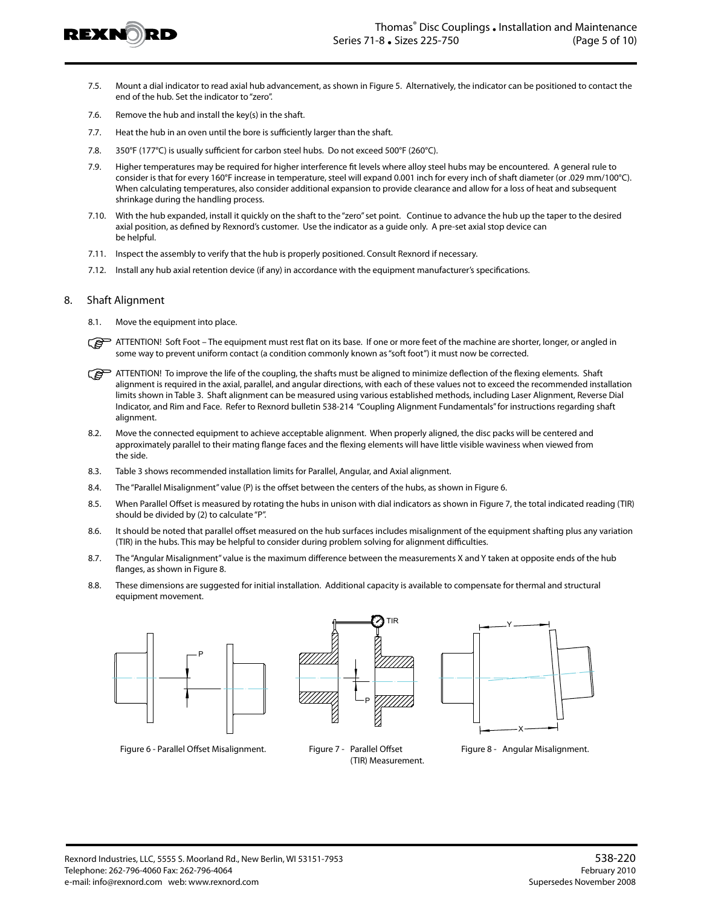7.5. Mount a dial indicator to read axial hub advancement, as shown in Figure 5. Alternatively, the indicator can be positioned to contact the end of the hub. Set the indicator to "zero".

7.6. Remove the hub and install the key(s) in the shaft.

7.7. Heat the hub in an oven until the bore is sufficiently larger than the shaft.

7.8. 350°F (177°C) is usually sufficient for carbon steel hubs. Do not exceed 500°F (260°C).

7.9. Higher temperatures may be required for higher interference fit levels where alloy steel hubs may be encountered. A general rule to consider is that for every 160°F increase in temperature, steel will expand 0.001 inch for every inch of shaft diameter (or .029 mm/100°C). When calculating temperatures, also consider additional expansion to provide clearance and allow for a loss of heat and subsequent shrinkage during the handling process.

7.10. With the hub expanded, install it quickly on the shaft to the "zero" set point. Continue to advance the hub up the taper to the desired axial position, as defined by Rexnord's customer. Use the indicator as a guide only. A pre-set axial stop device can be helpful.

7.11. Inspect the assembly to verify that the hub is properly positioned. Consult Rexnord if necessary.

7.12. Install any hub axial retention device (if any) in accordance with the equipment manufacturer's specifications.

## 8. Shaft Alignment

8.1. Move the equipment into place.

ATTENTION! Soft Foot – The equipment must rest flat on its base. If one or more feet of the machine are shorter, longer, or angled in some way to prevent uniform contact (a condition commonly known as "soft foot") it must now be corrected.

ATTENTION! To improve the life of the coupling, the shafts must be aligned to minimize deflection of the flexing elements. Shaft alignment is required in the axial, parallel, and angular directions, with each of these values not to exceed the recommended installation limits shown in Table 3. Shaft alignment can be measured using various established methods, including Laser Alignment, Reverse Dial Indicator, and Rim and Face. Refer to Rexnord bulletin 538-214 "Coupling Alignment Fundamentals" for instructions regarding shaft alignment.

8.2. Move the connected equipment to achieve acceptable alignment. When properly aligned, the disc packs will be centered and approximately parallel to their mating flange faces and the flexing elements will have little visible waviness when viewed from the side.

8.3. Table 3 shows recommended installation limits for Parallel, Angular, and Axial alignment.

8.4. The "Parallel Misalignment" value (P) is the offset between the centers of the hubs, as shown in Figure 6.

8.5. When Parallel Offset is measured by rotating the hubs in unison with dial indicators as shown in Figure 7, the total indicated reading (TIR) should be divided by (2) to calculate "P".

8.6. It should be noted that parallel offset measured on the hub surfaces includes misalignment of the equipment shafting plus any variation (TIR) in the hubs. This may be helpful to consider during problem solving for alignment difficulties.

8.7. The "Angular Misalignment" value is the maximum difference between the measurements X and Y taken at opposite ends of the hub flanges, as shown in Figure 8.

8.8. These dimensions are suggested for initial installation. Additional capacity is available to compensate for thermal and structural equipment movement.

Figure 6 - Parallel Offset Misalignment.

Figure 7 - Parallel Offset (TIR) Measurement.

Figure 8 - Angular Misalignment.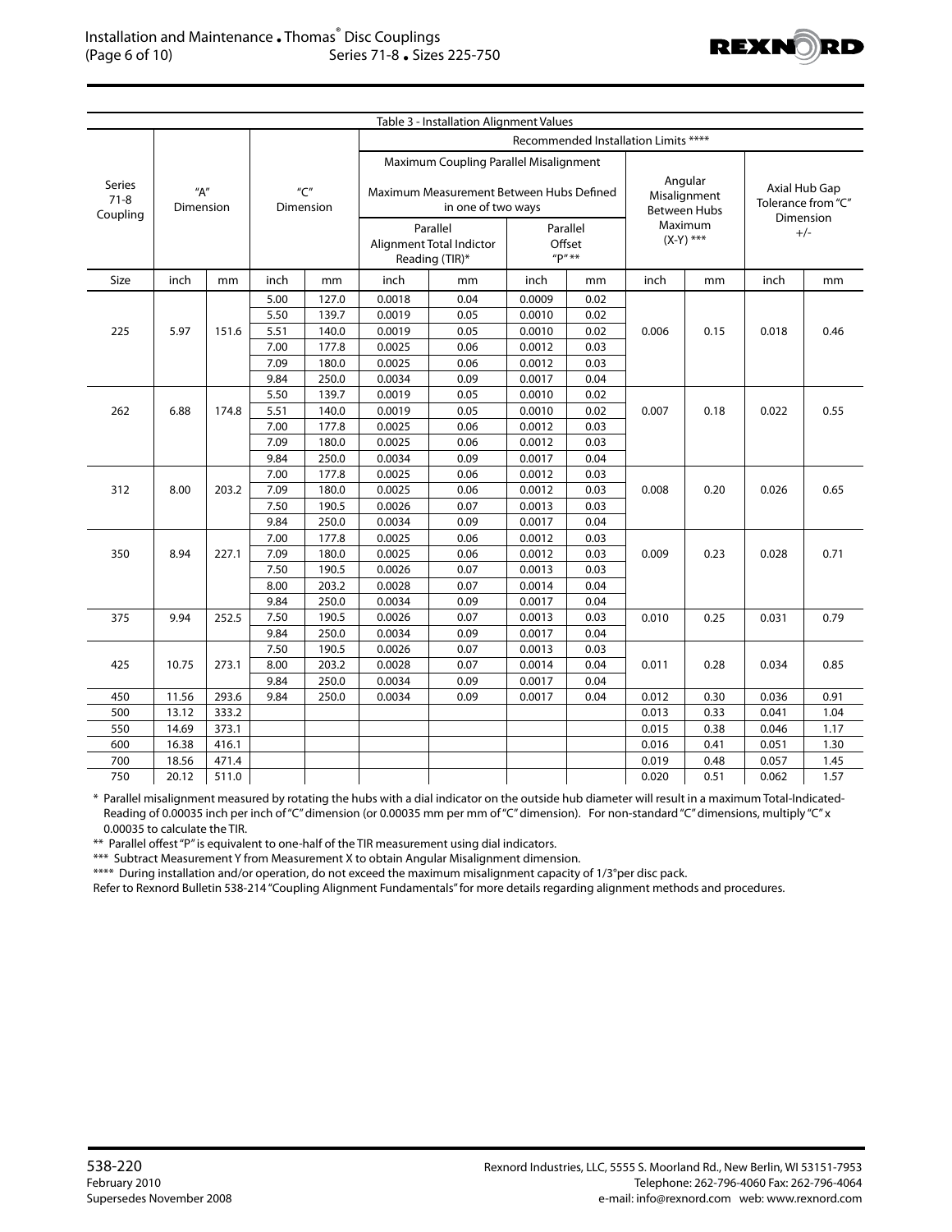Table 3 - Installation Alignment Values

| Series 71-8 Coupling | "A" Dimension | | "C" Dimension | | Recommended Installation Limits **** | | | | | | | |
|---|---|---|---|---|---|---|---|---|---|---|---|---|
| | | | | | Maximum Coupling Parallel Misalignment — Maximum Measurement Between Hubs Defined in one of two ways | | | | Angular Misalignment Between Hubs Maximum (X-Y) *** | | Axial Hub Gap Tolerance from "C" Dimension +/- | |
| | | | | | Parallel Alignment Total Indictor Reading (TIR)* | | Parallel Offset "P" ** | | | | | |
| Size | inch | mm | inch | mm | inch | mm | inch | mm | inch | mm | inch | mm |
| 225 | 5.97 | 151.6 | 5.00 | 127.0 | 0.0018 | 0.04 | 0.0009 | 0.02 | 0.006 | 0.15 | 0.018 | 0.46 |
| | | | 5.50 | 139.7 | 0.0019 | 0.05 | 0.0010 | 0.02 | | | | |
| | | | 5.51 | 140.0 | 0.0019 | 0.05 | 0.0010 | 0.02 | | | | |
| | | | 7.00 | 177.8 | 0.0025 | 0.06 | 0.0012 | 0.03 | | | | |
| | | | 7.09 | 180.0 | 0.0025 | 0.06 | 0.0012 | 0.03 | | | | |
| | | | 9.84 | 250.0 | 0.0034 | 0.09 | 0.0017 | 0.04 | | | | |
| 262 | 6.88 | 174.8 | 5.50 | 139.7 | 0.0019 | 0.05 | 0.0010 | 0.02 | 0.007 | 0.18 | 0.022 | 0.55 |
| | | | 5.51 | 140.0 | 0.0019 | 0.05 | 0.0010 | 0.02 | | | | |
| | | | 7.00 | 177.8 | 0.0025 | 0.06 | 0.0012 | 0.03 | | | | |
| | | | 7.09 | 180.0 | 0.0025 | 0.06 | 0.0012 | 0.03 | | | | |
| | | | 9.84 | 250.0 | 0.0034 | 0.09 | 0.0017 | 0.04 | | | | |
| 312 | 8.00 | 203.2 | 7.00 | 177.8 | 0.0025 | 0.06 | 0.0012 | 0.03 | 0.008 | 0.20 | 0.026 | 0.65 |
| | | | 7.09 | 180.0 | 0.0025 | 0.06 | 0.0012 | 0.03 | | | | |
| | | | 7.50 | 190.5 | 0.0026 | 0.07 | 0.0013 | 0.03 | | | | |
| | | | 9.84 | 250.0 | 0.0034 | 0.09 | 0.0017 | 0.04 | | | | |
| 350 | 8.94 | 227.1 | 7.00 | 177.8 | 0.0025 | 0.06 | 0.0012 | 0.03 | 0.009 | 0.23 | 0.028 | 0.71 |
| | | | 7.09 | 180.0 | 0.0025 | 0.06 | 0.0012 | 0.03 | | | | |
| | | | 7.50 | 190.5 | 0.0026 | 0.07 | 0.0013 | 0.03 | | | | |
| | | | 8.00 | 203.2 | 0.0028 | 0.07 | 0.0014 | 0.04 | | | | |
| | | | 9.84 | 250.0 | 0.0034 | 0.09 | 0.0017 | 0.04 | | | | |
| 375 | 9.94 | 252.5 | 7.50 | 190.5 | 0.0026 | 0.07 | 0.0013 | 0.03 | 0.010 | 0.25 | 0.031 | 0.79 |
| | | | 9.84 | 250.0 | 0.0034 | 0.09 | 0.0017 | 0.04 | | | | |
| 425 | 10.75 | 273.1 | 7.50 | 190.5 | 0.0026 | 0.07 | 0.0013 | 0.03 | 0.011 | 0.28 | 0.034 | 0.85 |
| | | | 8.00 | 203.2 | 0.0028 | 0.07 | 0.0014 | 0.04 | | | | |
| | | | 9.84 | 250.0 | 0.0034 | 0.09 | 0.0017 | 0.04 | | | | |
| 450 | 11.56 | 293.6 | 9.84 | 250.0 | 0.0034 | 0.09 | 0.0017 | 0.04 | 0.012 | 0.30 | 0.036 | 0.91 |
| 500 | 13.12 | 333.2 | | | | | | | 0.013 | 0.33 | 0.041 | 1.04 |
| 550 | 14.69 | 373.1 | | | | | | | 0.015 | 0.38 | 0.046 | 1.17 |
| 600 | 16.38 | 416.1 | | | | | | | 0.016 | 0.41 | 0.051 | 1.30 |
| 700 | 18.56 | 471.4 | | | | | | | 0.019 | 0.48 | 0.057 | 1.45 |
| 750 | 20.12 | 511.0 | | | | | | | 0.020 | 0.51 | 0.062 | 1.57 |

\* Parallel misalignment measured by rotating the hubs with a dial indicator on the outside hub diameter will result in a maximum Total-Indicated-Reading of 0.00035 inch per inch of "C" dimension (or 0.00035 mm per mm of "C" dimension). For non-standard "C" dimensions, multiply "C" x 0.00035 to calculate the TIR.

** Parallel offest "P" is equivalent to one-half of the TIR measurement using dial indicators.

*** Subtract Measurement Y from Measurement X to obtain Angular Misalignment dimension.

**** During installation and/or operation, do not exceed the maximum misalignment capacity of 1/3° per disc pack.

Refer to Rexnord Bulletin 538-214 "Coupling Alignment Fundamentals" for more details regarding alignment methods and procedures.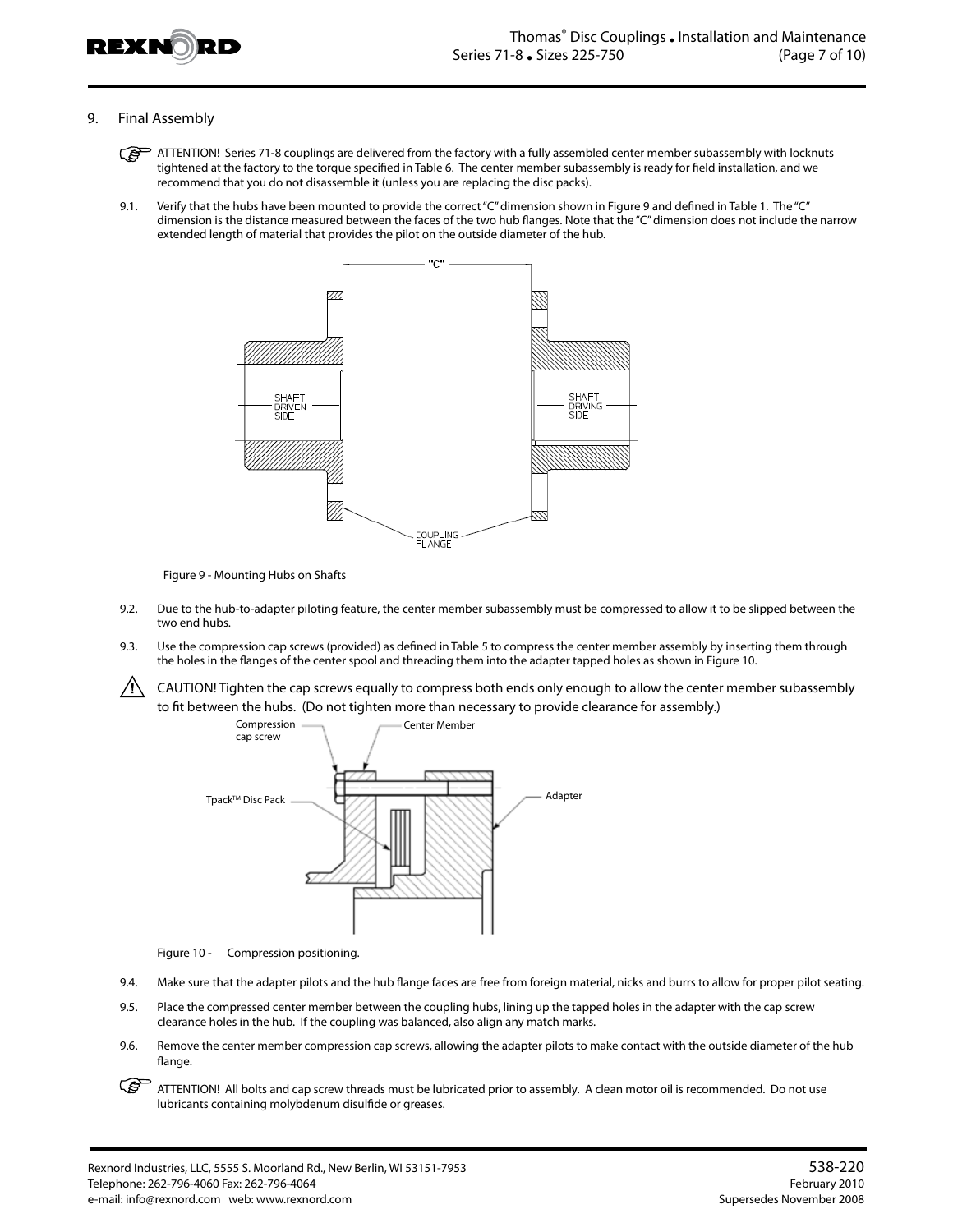## 9. Final Assembly

ATTENTION! Series 71-8 couplings are delivered from the factory with a fully assembled center member subassembly with locknuts tightened at the factory to the torque specified in Table 6. The center member subassembly is ready for field installation, and we recommend that you do not disassemble it (unless you are replacing the disc packs).

9.1. Verify that the hubs have been mounted to provide the correct "C" dimension shown in Figure 9 and defined in Table 1. The "C" dimension is the distance measured between the faces of the two hub flanges. Note that the "C" dimension does not include the narrow extended length of material that provides the pilot on the outside diameter of the hub.

Figure 9 - Mounting Hubs on Shafts

9.2. Due to the hub-to-adapter piloting feature, the center member subassembly must be compressed to allow it to be slipped between the two end hubs.

9.3. Use the compression cap screws (provided) as defined in Table 5 to compress the center member assembly by inserting them through the holes in the flanges of the center spool and threading them into the adapter tapped holes as shown in Figure 10.

CAUTION! Tighten the cap screws equally to compress both ends only enough to allow the center member subassembly to fit between the hubs. (Do not tighten more than necessary to provide clearance for assembly.)

Figure 10 - Compression positioning.

9.4. Make sure that the adapter pilots and the hub flange faces are free from foreign material, nicks and burrs to allow for proper pilot seating.

9.5. Place the compressed center member between the coupling hubs, lining up the tapped holes in the adapter with the cap screw clearance holes in the hub. If the coupling was balanced, also align any match marks.

9.6. Remove the center member compression cap screws, allowing the adapter pilots to make contact with the outside diameter of the hub flange.

ATTENTION! All bolts and cap screw threads must be lubricated prior to assembly. A clean motor oil is recommended. Do not use lubricants containing molybdenum disulfide or greases.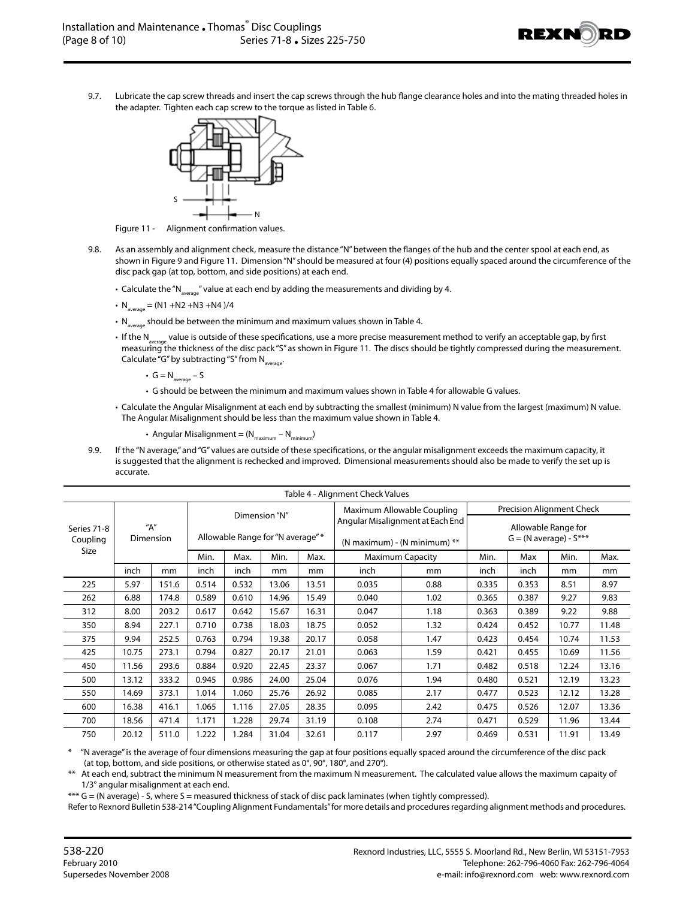9.7. Lubricate the cap screw threads and insert the cap screws through the hub flange clearance holes and into the mating threaded holes in the adapter. Tighten each cap screw to the torque as listed in Table 6.

Figure 11 - Alignment confirmation values.

9.8. As an assembly and alignment check, measure the distance "N" between the flanges of the hub and the center spool at each end, as shown in Figure 9 and Figure 11. Dimension "N" should be measured at four (4) positions equally spaced around the circumference of the disc pack gap (at top, bottom, and side positions) at each end.

- Calculate the "$N_{average}$" value at each end by adding the measurements and dividing by 4.
- $N_{average} = (N1 + N2 + N3 + N4)/4$
- $N_{average}$ should be between the minimum and maximum values shown in Table 4.
- If the $N_{average}$ value is outside of these specifications, use a more precise measurement method to verify an acceptable gap, by first measuring the thickness of the disc pack "S" as shown in Figure 11. The discs should be tightly compressed during the measurement. Calculate "G" by subtracting "S" from $N_{average}$.
  - $G = N_{average} - S$
  - G should be between the minimum and maximum values shown in Table 4 for allowable G values.
- Calculate the Angular Misalignment at each end by subtracting the smallest (minimum) N value from the largest (maximum) N value. The Angular Misalignment should be less than the maximum value shown in Table 4.
  - Angular Misalignment = $(N_{maximum} - N_{minimum})$

9.9. If the "N average," and "G" values are outside of these specifications, or the angular misalignment exceeds the maximum capacity, it is suggested that the alignment is rechecked and improved. Dimensional measurements should also be made to verify the set up is accurate.

Table 4 - Alignment Check Values

| Series 71-8 Coupling Size | "A" Dimension | | Dimension "N" Allowable Range for "N average" * | | | | Maximum Allowable Coupling Angular Misalignment at Each End (N maximum) - (N minimum) ** | | Precision Alignment Check Allowable Range for G = (N average) - S*** | | | |
|---|---|---|---|---|---|---|---|---|---|---|---|---|
| | | | Min. | Max. | Min. | Max. | Maximum Capacity | | Min. | Max | Min. | Max. |
| | inch | mm | inch | inch | mm | mm | inch | mm | inch | inch | mm | mm |
| 225 | 5.97 | 151.6 | 0.514 | 0.532 | 13.06 | 13.51 | 0.035 | 0.88 | 0.335 | 0.353 | 8.51 | 8.97 |
| 262 | 6.88 | 174.8 | 0.589 | 0.610 | 14.96 | 15.49 | 0.040 | 1.02 | 0.365 | 0.387 | 9.27 | 9.83 |
| 312 | 8.00 | 203.2 | 0.617 | 0.642 | 15.67 | 16.31 | 0.047 | 1.18 | 0.363 | 0.389 | 9.22 | 9.88 |
| 350 | 8.94 | 227.1 | 0.710 | 0.738 | 18.03 | 18.75 | 0.052 | 1.32 | 0.424 | 0.452 | 10.77 | 11.48 |
| 375 | 9.94 | 252.5 | 0.763 | 0.794 | 19.38 | 20.17 | 0.058 | 1.47 | 0.423 | 0.454 | 10.74 | 11.53 |
| 425 | 10.75 | 273.1 | 0.794 | 0.827 | 20.17 | 21.01 | 0.063 | 1.59 | 0.421 | 0.455 | 10.69 | 11.56 |
| 450 | 11.56 | 293.6 | 0.884 | 0.920 | 22.45 | 23.37 | 0.067 | 1.71 | 0.482 | 0.518 | 12.24 | 13.16 |
| 500 | 13.12 | 333.2 | 0.945 | 0.986 | 24.00 | 25.04 | 0.076 | 1.94 | 0.480 | 0.521 | 12.19 | 13.23 |
| 550 | 14.69 | 373.1 | 1.014 | 1.060 | 25.76 | 26.92 | 0.085 | 2.17 | 0.477 | 0.523 | 12.12 | 13.28 |
| 600 | 16.38 | 416.1 | 1.065 | 1.116 | 27.05 | 28.35 | 0.095 | 2.42 | 0.475 | 0.526 | 12.07 | 13.36 |
| 700 | 18.56 | 471.4 | 1.171 | 1.228 | 29.74 | 31.19 | 0.108 | 2.74 | 0.471 | 0.529 | 11.96 | 13.44 |
| 750 | 20.12 | 511.0 | 1.222 | 1.284 | 31.04 | 32.61 | 0.117 | 2.97 | 0.469 | 0.531 | 11.91 | 13.49 |

\* "N average" is the average of four dimensions measuring the gap at four positions equally spaced around the circumference of the disc pack (at top, bottom, and side positions, or otherwise stated as 0°, 90°, 180°, and 270°).

\*\* At each end, subtract the minimum N measurement from the maximum N measurement. The calculated value allows the maximum capaity of 1/3° angular misalignment at each end.

\*\*\* G = (N average) - S, where S = measured thickness of stack of disc pack laminates (when tightly compressed).

Refer to Rexnord Bulletin 538-214 "Coupling Alignment Fundamentals" for more details and procedures regarding alignment methods and procedures.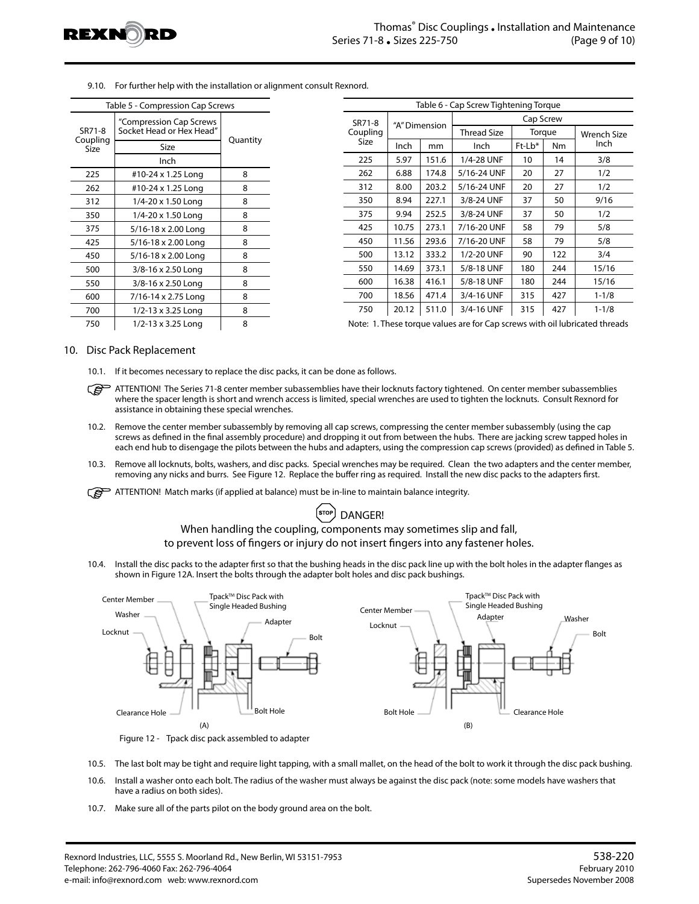9.10. For further help with the installation or alignment consult Rexnord.

Table 5 - Compression Cap Screws

| SR71-8 Coupling Size | "Compression Cap Screws Socket Head or Hex Head" | Quantity |
|---|---|---|
| | Size | |
| | Inch | |
| 225 | #10-24 x 1.25 Long | 8 |
| 262 | #10-24 x 1.25 Long | 8 |
| 312 | 1/4-20 x 1.50 Long | 8 |
| 350 | 1/4-20 x 1.50 Long | 8 |
| 375 | 5/16-18 x 2.00 Long | 8 |
| 425 | 5/16-18 x 2.00 Long | 8 |
| 450 | 5/16-18 x 2.00 Long | 8 |
| 500 | 3/8-16 x 2.50 Long | 8 |
| 550 | 3/8-16 x 2.50 Long | 8 |
| 600 | 7/16-14 x 2.75 Long | 8 |
| 700 | 1/2-13 x 3.25 Long | 8 |
| 750 | 1/2-13 x 3.25 Long | 8 |

Table 6 - Cap Screw Tightening Torque

| SR71-8 Coupling Size | "A" Dimension | | Cap Screw | | | |
|---|---|---|---|---|---|---|
| | | | Thread Size | Torque | | Wrench Size Inch |
| | Inch | mm | Inch | Ft-Lb* | Nm | |
| 225 | 5.97 | 151.6 | 1/4-28 UNF | 10 | 14 | 3/8 |
| 262 | 6.88 | 174.8 | 5/16-24 UNF | 20 | 27 | 1/2 |
| 312 | 8.00 | 203.2 | 5/16-24 UNF | 20 | 27 | 1/2 |
| 350 | 8.94 | 227.1 | 3/8-24 UNF | 37 | 50 | 9/16 |
| 375 | 9.94 | 252.5 | 3/8-24 UNF | 37 | 50 | 1/2 |
| 425 | 10.75 | 273.1 | 7/16-20 UNF | 58 | 79 | 5/8 |
| 450 | 11.56 | 293.6 | 7/16-20 UNF | 58 | 79 | 5/8 |
| 500 | 13.12 | 333.2 | 1/2-20 UNF | 90 | 122 | 3/4 |
| 550 | 14.69 | 373.1 | 5/8-18 UNF | 180 | 244 | 15/16 |
| 600 | 16.38 | 416.1 | 5/8-18 UNF | 180 | 244 | 15/16 |
| 700 | 18.56 | 471.4 | 3/4-16 UNF | 315 | 427 | 1-1/8 |
| 750 | 20.12 | 511.0 | 3/4-16 UNF | 315 | 427 | 1-1/8 |

Note: 1. These torque values are for Cap screws with oil lubricated threads

## 10. Disc Pack Replacement

10.1. If it becomes necessary to replace the disc packs, it can be done as follows.

ATTENTION! The Series 71-8 center member subassemblies have their locknuts factory tightened. On center member subassemblies where the spacer length is short and wrench access is limited, special wrenches are used to tighten the locknuts. Consult Rexnord for assistance in obtaining these special wrenches.

10.2. Remove the center member subassembly by removing all cap screws, compressing the center member subassembly (using the cap screws as defined in the final assembly procedure) and dropping it out from between the hubs. There are jacking screw tapped holes in each end hub to disengage the pilots between the hubs and adapters, using the compression cap screws (provided) as defined in Table 5.

10.3. Remove all locknuts, bolts, washers, and disc packs. Special wrenches may be required. Clean the two adapters and the center member, removing any nicks and burrs. See Figure 12. Replace the buffer ring as required. Install the new disc packs to the adapters first.

ATTENTION! Match marks (if applied at balance) must be in-line to maintain balance integrity.

**DANGER!**

When handling the coupling, components may sometimes slip and fall, to prevent loss of fingers or injury do not insert fingers into any fastener holes.

10.4. Install the disc packs to the adapter first so that the bushing heads in the disc pack line up with the bolt holes in the adapter flanges as shown in Figure 12A. Insert the bolts through the adapter bolt holes and disc pack bushings.

Center Member, Washer, Locknut, Tpack™ Disc Pack with Single Headed Bushing, Adapter, Bolt, Clearance Hole, Bolt Hole (A)

Center Member, Locknut, Tpack™ Disc Pack with Single Headed Bushing, Adapter, Washer, Bolt, Bolt Hole, Clearance Hole (B)

Figure 12 - Tpack disc pack assembled to adapter

10.5. The last bolt may be tight and require light tapping, with a small mallet, on the head of the bolt to work it through the disc pack bushing.

10.6. Install a washer onto each bolt. The radius of the washer must always be against the disc pack (note: some models have washers that have a radius on both sides).

10.7. Make sure all of the parts pilot on the body ground area on the bolt.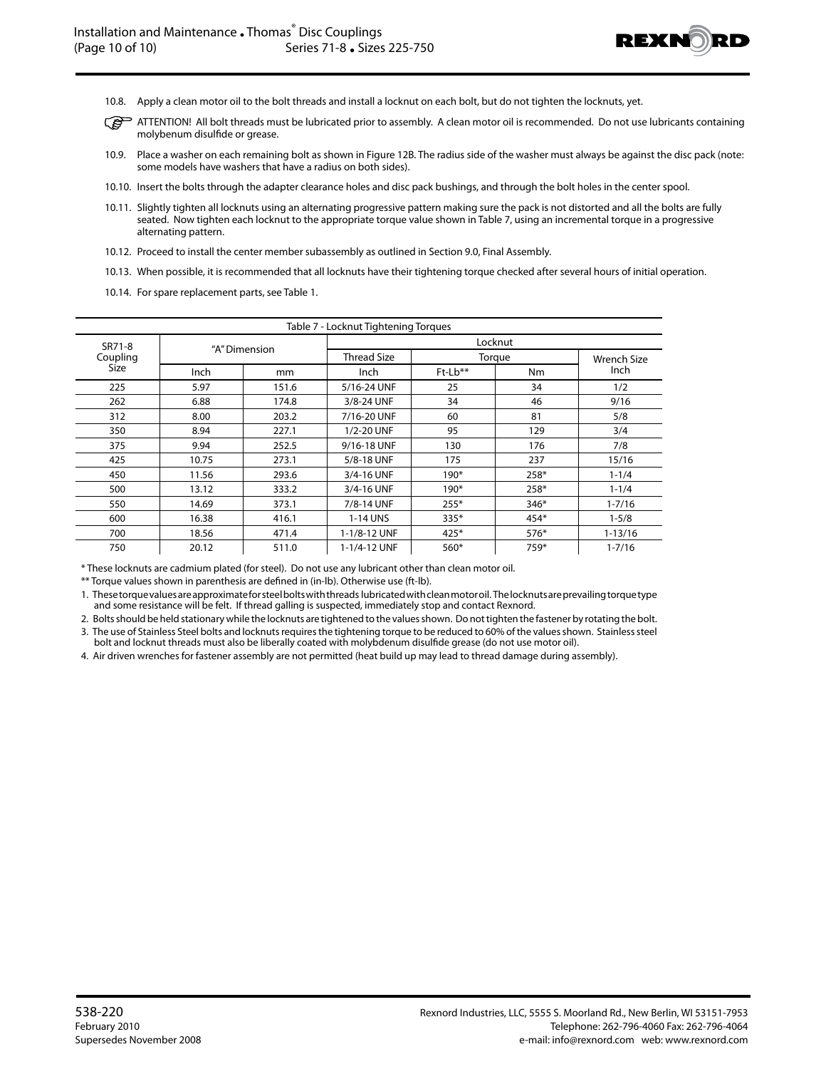10.8. Apply a clean motor oil to the bolt threads and install a locknut on each bolt, but do not tighten the locknuts, yet.

ATTENTION! All bolt threads must be lubricated prior to assembly. A clean motor oil is recommended. Do not use lubricants containing molybenum disulfide or grease.

10.9. Place a washer on each remaining bolt as shown in Figure 12B. The radius side of the washer must always be against the disc pack (note: some models have washers that have a radius on both sides).

10.10. Insert the bolts through the adapter clearance holes and disc pack bushings, and through the bolt holes in the center spool.

10.11. Slightly tighten all locknuts using an alternating progressive pattern making sure the pack is not distorted and all the bolts are fully seated. Now tighten each locknut to the appropriate torque value shown in Table 7, using an incremental torque in a progressive alternating pattern.

10.12. Proceed to install the center member subassembly as outlined in Section 9.0, Final Assembly.

10.13. When possible, it is recommended that all locknuts have their tightening torque checked after several hours of initial operation.

10.14. For spare replacement parts, see Table 1.

Table 7 - Locknut Tightening Torques

| SR71-8 Coupling Size | "A" Dimension | | Locknut | | | |
|---|---|---|---|---|---|---|
| | | | Thread Size | Torque | | Wrench Size Inch |
| | Inch | mm | Inch | Ft-Lb** | Nm | |
| 225 | 5.97 | 151.6 | 5/16-24 UNF | 25 | 34 | 1/2 |
| 262 | 6.88 | 174.8 | 3/8-24 UNF | 34 | 46 | 9/16 |
| 312 | 8.00 | 203.2 | 7/16-20 UNF | 60 | 81 | 5/8 |
| 350 | 8.94 | 227.1 | 1/2-20 UNF | 95 | 129 | 3/4 |
| 375 | 9.94 | 252.5 | 9/16-18 UNF | 130 | 176 | 7/8 |
| 425 | 10.75 | 273.1 | 5/8-18 UNF | 175 | 237 | 15/16 |
| 450 | 11.56 | 293.6 | 3/4-16 UNF | 190* | 258* | 1-1/4 |
| 500 | 13.12 | 333.2 | 3/4-16 UNF | 190* | 258* | 1-1/4 |
| 550 | 14.69 | 373.1 | 7/8-14 UNF | 255* | 346* | 1-7/16 |
| 600 | 16.38 | 416.1 | 1-14 UNS | 335* | 454* | 1-5/8 |
| 700 | 18.56 | 471.4 | 1-1/8-12 UNF | 425* | 576* | 1-13/16 |
| 750 | 20.12 | 511.0 | 1-1/4-12 UNF | 560* | 759* | 1-7/16 |

* These locknuts are cadmium plated (for steel). Do not use any lubricant other than clean motor oil.

** Torque values shown in parenthesis are defined in (in-lb). Otherwise use (ft-lb).

1. These torque values are approximate for steel bolts with threads lubricated with clean motor oil. The locknuts are prevailing torque type and some resistance will be felt. If thread galling is suspected, immediately stop and contact Rexnord.
2. Bolts should be held stationary while the locknuts are tightened to the values shown. Do not tighten the fastener by rotating the bolt.
3. The use of Stainless Steel bolts and locknuts requires the tightening torque to be reduced to 60% of the values shown. Stainless steel bolt and locknut threads must also be liberally coated with molybdenum disulfide grease (do not use motor oil).
4. Air driven wrenches for fastener assembly are not permitted (heat build up may lead to thread damage during assembly).

538-220
February 2010
Supersedes November 2008

Rexnord Industries, LLC, 5555 S. Moorland Rd., New Berlin, WI 53151-7953
Telephone: 262-796-4060 Fax: 262-796-4064
e-mail: info@rexnord.com web: www.rexnord.com